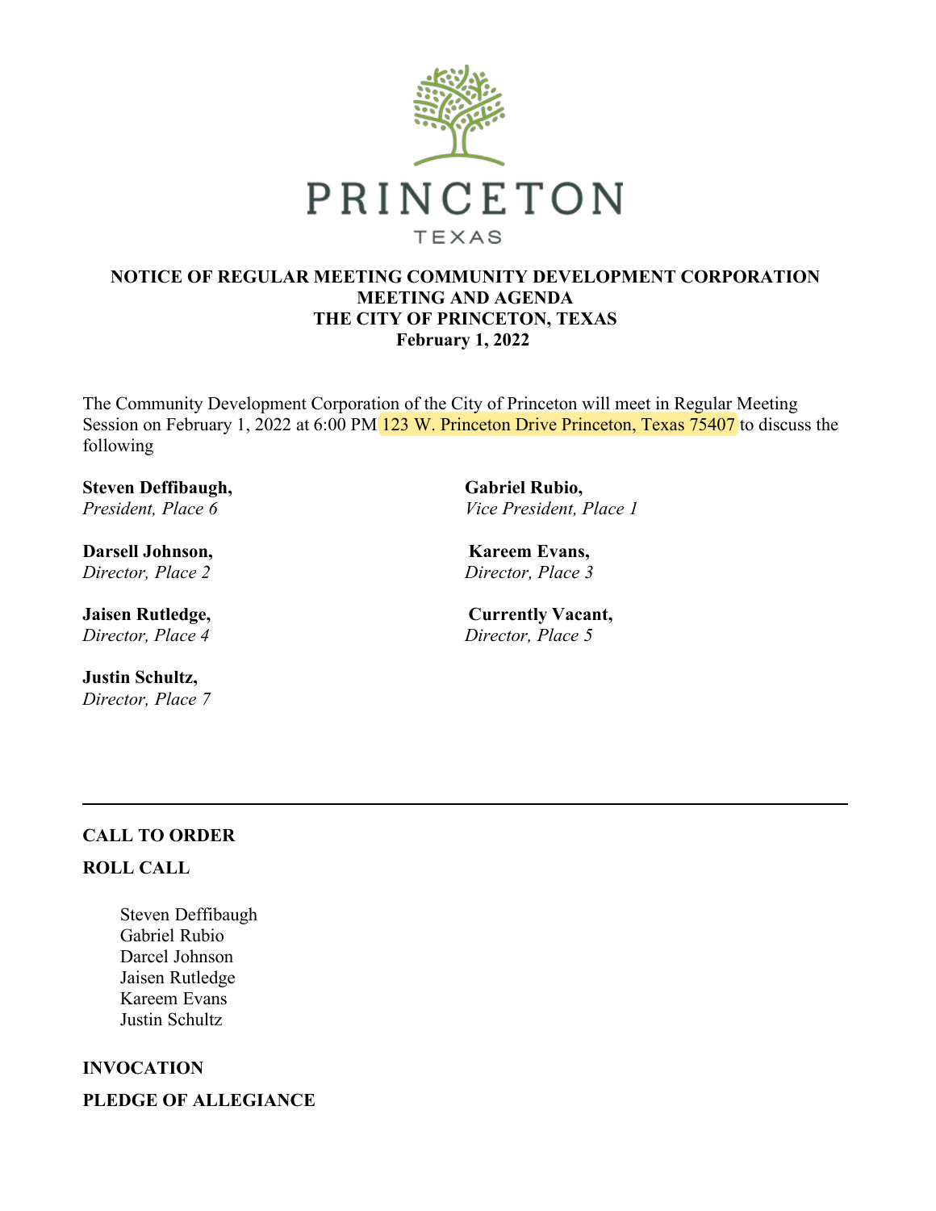PRINCETON

TEXAS

**NOTICE OF REGULAR MEETING COMMUNITY DEVELOPMENT CORPORATION MEETING AND AGENDA**
**THE CITY OF PRINCETON, TEXAS**
**February 1, 2022**

The Community Development Corporation of the City of Princeton will meet in Regular Meeting Session on February 1, 2022 at 6:00 PM 123 W. Princeton Drive Princeton, Texas 75407 to discuss the following

**Steven Deffibaugh,**
*President, Place 6*

**Gabriel Rubio,**
*Vice President, Place 1*

**Darsell Johnson,**
*Director, Place 2*

**Kareem Evans,**
*Director, Place 3*

**Jaisen Rutledge,**
*Director, Place 4*

**Currently Vacant,**
*Director, Place 5*

**Justin Schultz,**
*Director, Place 7*

---

**CALL TO ORDER**

**ROLL CALL**

Steven Deffibaugh
Gabriel Rubio
Darcel Johnson
Jaisen Rutledge
Kareem Evans
Justin Schultz

**INVOCATION**

**PLEDGE OF ALLEGIANCE**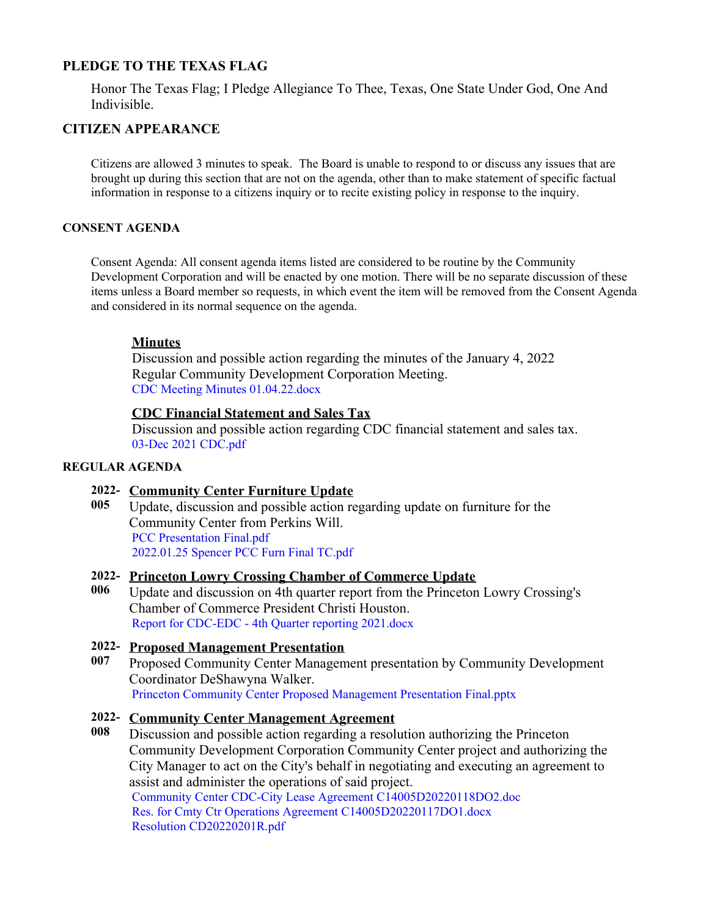## PLEDGE TO THE TEXAS FLAG

Honor The Texas Flag; I Pledge Allegiance To Thee, Texas, One State Under God, One And Indivisible.

## CITIZEN APPEARANCE

Citizens are allowed 3 minutes to speak. The Board is unable to respond to or discuss any issues that are brought up during this section that are not on the agenda, other than to make statement of specific factual information in response to a citizens inquiry or to recite existing policy in response to the inquiry.

### CONSENT AGENDA

Consent Agenda: All consent agenda items listed are considered to be routine by the Community Development Corporation and will be enacted by one motion. There will be no separate discussion of these items unless a Board member so requests, in which event the item will be removed from the Consent Agenda and considered in its normal sequence on the agenda.

**Minutes**
Discussion and possible action regarding the minutes of the January 4, 2022 Regular Community Development Corporation Meeting.
CDC Meeting Minutes 01.04.22.docx

**CDC Financial Statement and Sales Tax**
Discussion and possible action regarding CDC financial statement and sales tax.
03-Dec 2021 CDC.pdf

### REGULAR AGENDA

**2022-005** **Community Center Furniture Update**
Update, discussion and possible action regarding update on furniture for the Community Center from Perkins Will.
PCC Presentation Final.pdf
2022.01.25 Spencer PCC Furn Final TC.pdf

**2022-006** **Princeton Lowry Crossing Chamber of Commerce Update**
Update and discussion on 4th quarter report from the Princeton Lowry Crossing's Chamber of Commerce President Christi Houston.
Report for CDC-EDC - 4th Quarter reporting 2021.docx

**2022-007** **Proposed Management Presentation**
Proposed Community Center Management presentation by Community Development Coordinator DeShawyna Walker.
Princeton Community Center Proposed Management Presentation Final.pptx

**2022-008** **Community Center Management Agreement**
Discussion and possible action regarding a resolution authorizing the Princeton Community Development Corporation Community Center project and authorizing the City Manager to act on the City's behalf in negotiating and executing an agreement to assist and administer the operations of said project.
Community Center CDC-City Lease Agreement C14005D20220118DO2.doc
Res. for Cmty Ctr Operations Agreement C14005D20220117DO1.docx
Resolution CD20220201R.pdf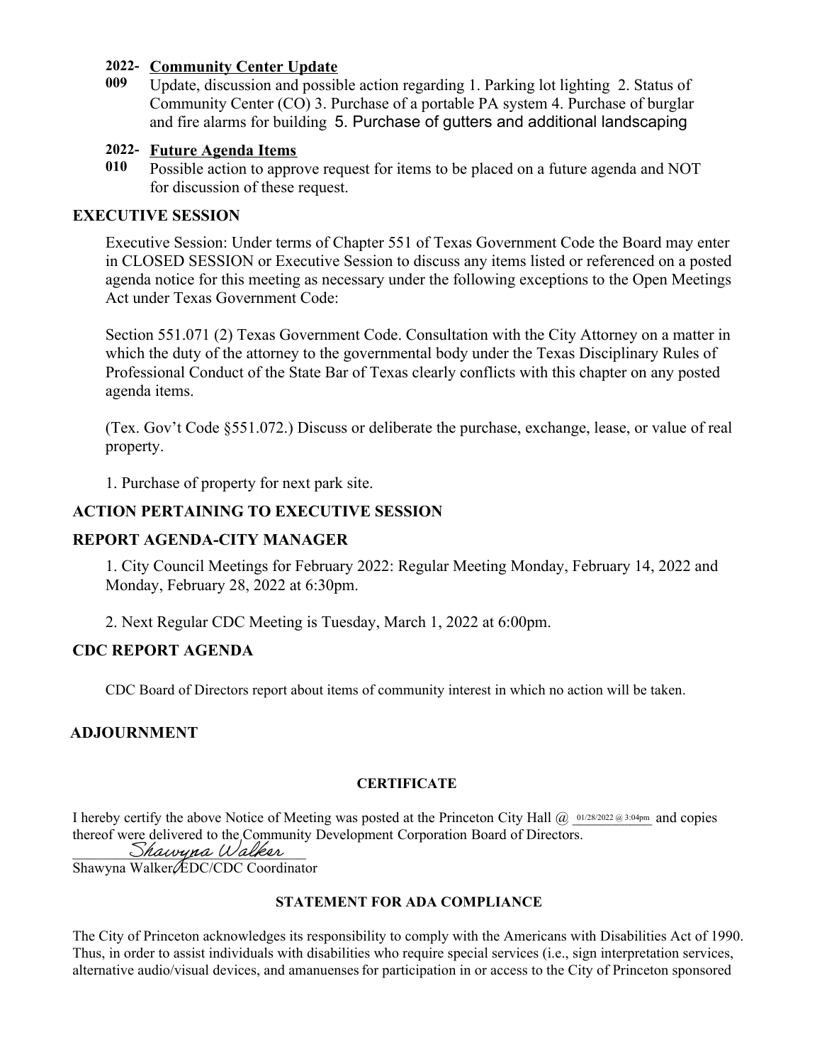**2022-009** **Community Center Update**

Update, discussion and possible action regarding 1. Parking lot lighting 2. Status of Community Center (CO) 3. Purchase of a portable PA system 4. Purchase of burglar and fire alarms for building 5. Purchase of gutters and additional landscaping

**2022-010** **Future Agenda Items**

Possible action to approve request for items to be placed on a future agenda and NOT for discussion of these request.

## EXECUTIVE SESSION

Executive Session: Under terms of Chapter 551 of Texas Government Code the Board may enter in CLOSED SESSION or Executive Session to discuss any items listed or referenced on a posted agenda notice for this meeting as necessary under the following exceptions to the Open Meetings Act under Texas Government Code:

Section 551.071 (2) Texas Government Code. Consultation with the City Attorney on a matter in which the duty of the attorney to the governmental body under the Texas Disciplinary Rules of Professional Conduct of the State Bar of Texas clearly conflicts with this chapter on any posted agenda items.

(Tex. Gov't Code §551.072.) Discuss or deliberate the purchase, exchange, lease, or value of real property.

1. Purchase of property for next park site.

## ACTION PERTAINING TO EXECUTIVE SESSION

## REPORT AGENDA-CITY MANAGER

1. City Council Meetings for February 2022: Regular Meeting Monday, February 14, 2022 and Monday, February 28, 2022 at 6:30pm.

2. Next Regular CDC Meeting is Tuesday, March 1, 2022 at 6:00pm.

## CDC REPORT AGENDA

CDC Board of Directors report about items of community interest in which no action will be taken.

## ADJOURNMENT

### CERTIFICATE

I hereby certify the above Notice of Meeting was posted at the Princeton City Hall @ 01/28/2022 @ 3:04pm and copies thereof were delivered to the Community Development Corporation Board of Directors.

*Shawyna Walker*

Shawyna Walker, EDC/CDC Coordinator

### STATEMENT FOR ADA COMPLIANCE

The City of Princeton acknowledges its responsibility to comply with the Americans with Disabilities Act of 1990. Thus, in order to assist individuals with disabilities who require special services (i.e., sign interpretation services, alternative audio/visual devices, and amanuenses for participation in or access to the City of Princeton sponsored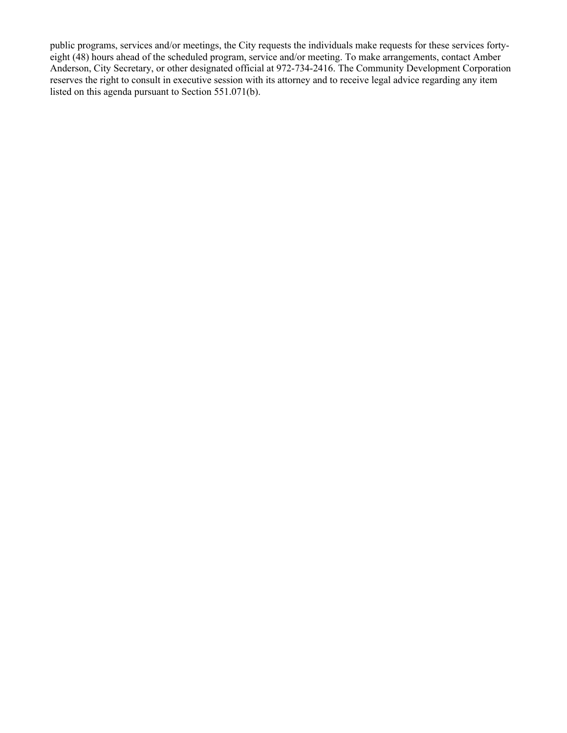public programs, services and/or meetings, the City requests the individuals make requests for these services forty-eight (48) hours ahead of the scheduled program, service and/or meeting. To make arrangements, contact Amber Anderson, City Secretary, or other designated official at 972-734-2416. The Community Development Corporation reserves the right to consult in executive session with its attorney and to receive legal advice regarding any item listed on this agenda pursuant to Section 551.071(b).